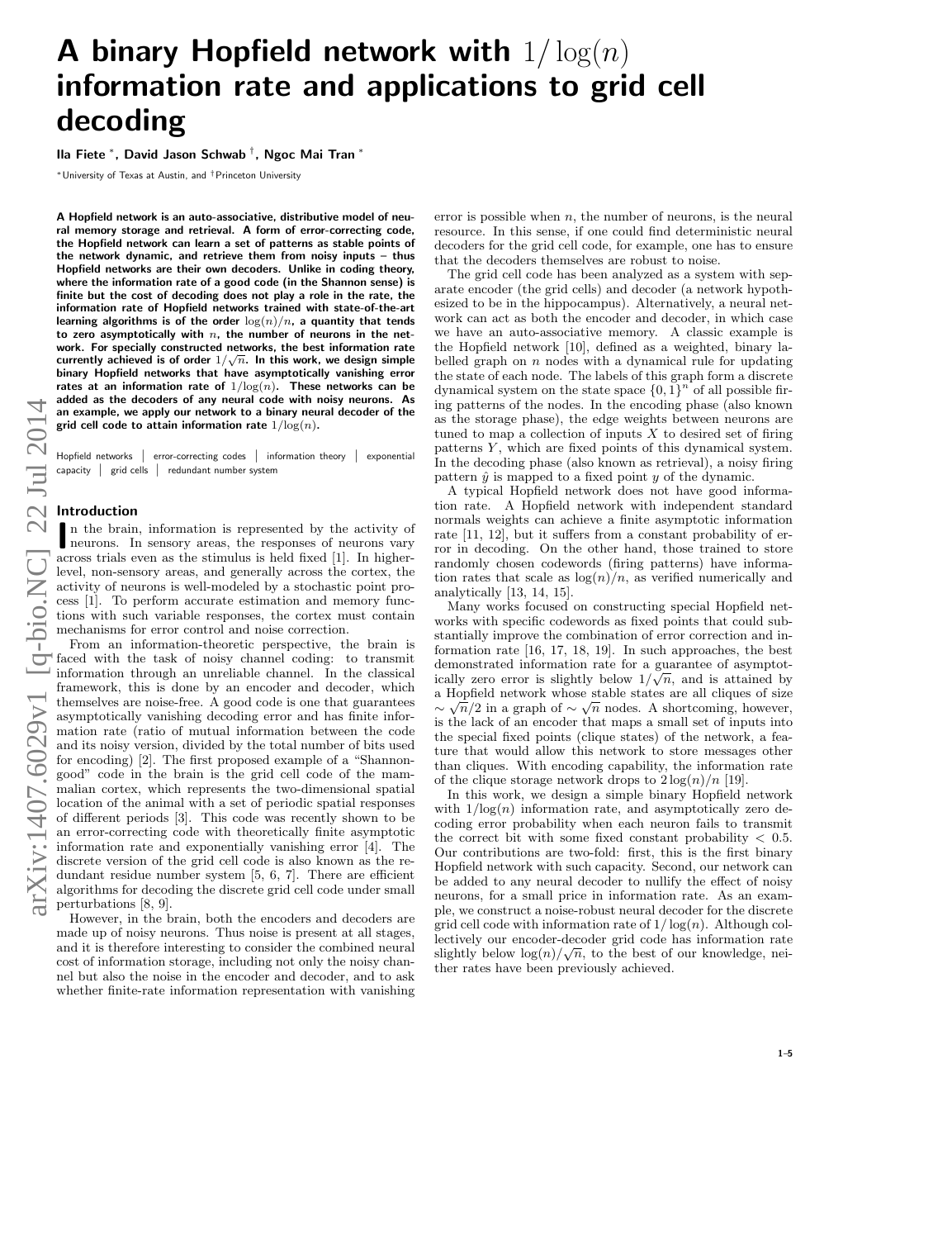# A binary Hopfield network with $1/\log(n)$ information rate and applications to grid cell decoding

**Ila Fiete** [*], **David Jason Schwab** [†], **Ngoc Mai Tran** [*]

[*] University of Texas at Austin, and [†] Princeton University

**A Hopfield network is an auto-associative, distributive model of neural memory storage and retrieval. A form of error-correcting code, the Hopfield network can learn a set of patterns as stable points of the network dynamic, and retrieve them from noisy inputs – thus Hopfield networks are their own decoders. Unlike in coding theory, where the information rate of a good code (in the Shannon sense) is finite but the cost of decoding does not play a role in the rate, the information rate of Hopfield networks trained with state-of-the-art learning algorithms is of the order $\log(n)/n$, a quantity that tends to zero asymptotically with $n$, the number of neurons in the network. For specially constructed networks, the best information rate currently achieved is of order $1/\sqrt{n}$. In this work, we design simple binary Hopfield networks that have asymptotically vanishing error rates at an information rate of $1/\log(n)$. These networks can be added as the decoders of any neural code with noisy neurons. As an example, we apply our network to a binary neural decoder of the grid cell code to attain information rate $1/\log(n)$.**

Hopfield networks | error-correcting codes | information theory | exponential capacity | grid cells | redundant number system

## Introduction

In the brain, information is represented by the activity of neurons. In sensory areas, the responses of neurons vary across trials even as the stimulus is held fixed [1]. In higher-level, non-sensory areas, and generally across the cortex, the activity of neurons is well-modeled by a stochastic point process [1]. To perform accurate estimation and memory functions with such variable responses, the cortex must contain mechanisms for error control and noise correction.

From an information-theoretic perspective, the brain is faced with the task of noisy channel coding: to transmit information through an unreliable channel. In the classical framework, this is done by an encoder and decoder, which themselves are noise-free. A good code is one that guarantees asymptotically vanishing decoding error and has finite information rate (ratio of mutual information between the code and its noisy version, divided by the total number of bits used for encoding) [2]. The first proposed example of a "Shannon-good" code in the brain is the grid cell code of the mammalian cortex, which represents the two-dimensional spatial location of the animal with a set of periodic spatial responses of different periods [3]. This code was recently shown to be an error-correcting code with theoretically finite asymptotic information rate and exponentially vanishing error [4]. The discrete version of the grid cell code is also known as the redundant residue number system [5, 6, 7]. There are efficient algorithms for decoding the discrete grid cell code under small perturbations [8, 9].

However, in the brain, both the encoders and decoders are made up of noisy neurons. Thus noise is present at all stages, and it is therefore interesting to consider the combined neural cost of information storage, including not only the noisy channel but also the noise in the encoder and decoder, and to ask whether finite-rate information representation with vanishing error is possible when $n$, the number of neurons, is the neural resource. In this sense, if one could find deterministic neural decoders for the grid cell code, for example, one has to ensure that the decoders themselves are robust to noise.

The grid cell code has been analyzed as a system with separate encoder (the grid cells) and decoder (a network hypothesized to be in the hippocampus). Alternatively, a neural network can act as both the encoder and decoder, in which case we have an auto-associative memory. A classic example is the Hopfield network [10], defined as a weighted, binary labelled graph on $n$ nodes with a dynamical rule for updating the state of each node. The labels of this graph form a discrete dynamical system on the state space $\{0, 1\}^n$ of all possible firing patterns of the nodes. In the encoding phase (also known as the storage phase), the edge weights between neurons are tuned to map a collection of inputs $X$ to desired set of firing patterns $Y$, which are fixed points of this dynamical system. In the decoding phase (also known as retrieval), a noisy firing pattern $\hat{y}$ is mapped to a fixed point $y$ of the dynamic.

A typical Hopfield network does not have good information rate. A Hopfield network with independent standard normals weights can achieve a finite asymptotic information rate [11, 12], but it suffers from a constant probability of error in decoding. On the other hand, those trained to store randomly chosen codewords (firing patterns) have information rates that scale as $\log(n)/n$, as verified numerically and analytically [13, 14, 15].

Many works focused on constructing special Hopfield networks with specific codewords as fixed points that could substantially improve the combination of error correction and information rate [16, 17, 18, 19]. In such approaches, the best demonstrated information rate for a guarantee of asymptotically zero error is slightly below $1/\sqrt{n}$, and is attained by a Hopfield network whose stable states are all cliques of size $\sim \sqrt{n}/2$ in a graph of $\sim \sqrt{n}$ nodes. A shortcoming, however, is the lack of an encoder that maps a small set of inputs into the special fixed points (clique states) of the network, a feature that would allow this network to store messages other than cliques. With encoding capability, the information rate of the clique storage network drops to $2\log(n)/n$ [19].

In this work, we design a simple binary Hopfield network with $1/\log(n)$ information rate, and asymptotically zero decoding error probability when each neuron fails to transmit the correct bit with some fixed constant probability $< 0.5$. Our contributions are two-fold: first, this is the first binary Hopfield network with such capacity. Second, our network can be added to any neural decoder to nullify the effect of noisy neurons, for a small price in information rate. As an example, we construct a noise-robust neural decoder for the discrete grid cell code with information rate of $1/\log(n)$. Although collectively our encoder-decoder grid code has information rate slightly below $\log(n)/\sqrt{n}$, to the best of our knowledge, neither rates have been previously achieved.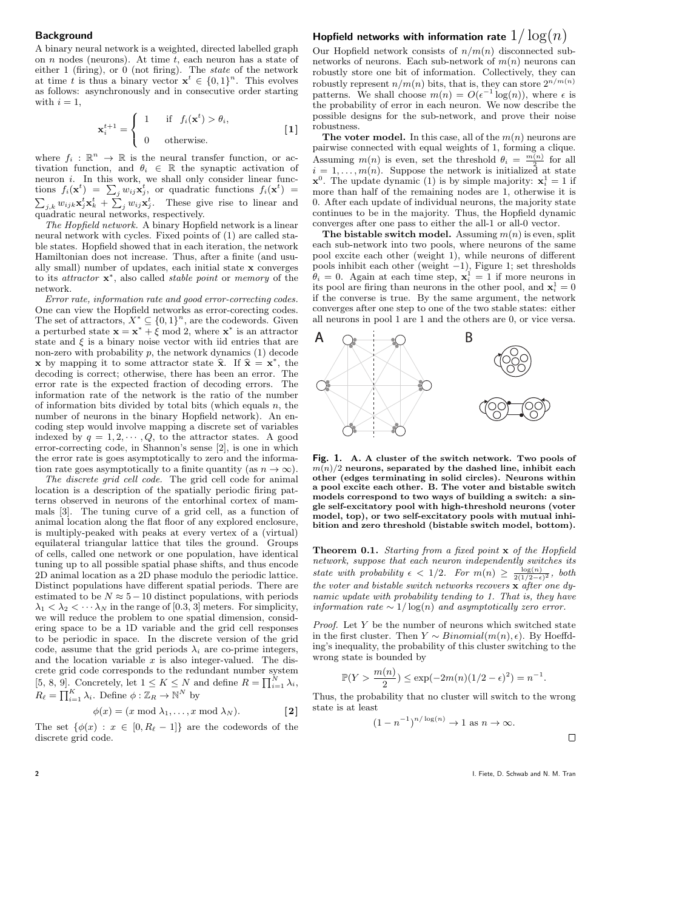## Background

A binary neural network is a weighted, directed labelled graph on $n$ nodes (neurons). At time $t$, each neuron has a state of either 1 (firing), or 0 (not firing). The *state* of the network at time $t$ is thus a binary vector $\mathbf{x}^t \in \{0,1\}^n$. This evolves as follows: asynchronously and in consecutive order starting with $i = 1$,

$$\mathbf{x}_i^{t+1} = \begin{cases} 1 & \text{if } f_i(\mathbf{x}^t) > \theta_i, \\ 0 & \text{otherwise.} \end{cases} \qquad [1]$$

where $f_i : \mathbb{R}^n \to \mathbb{R}$ is the neural transfer function, or activation function, and $\theta_i \in \mathbb{R}$ the synaptic activation of neuron $i$. In this work, we shall only consider linear functions $f_i(\mathbf{x}^t) = \sum_j w_{ij}\mathbf{x}_j^t$, or quadratic functions $f_i(\mathbf{x}^t) = \sum_{j,k} w_{ijk}\mathbf{x}_j^t\mathbf{x}_k^t + \sum_j w_{ij}\mathbf{x}_j^t$. These give rise to linear and quadratic neural networks, respectively.

*The Hopfield network.* A binary Hopfield network is a linear neural network with cycles. Fixed points of (1) are called stable states. Hopfield showed that in each iteration, the network Hamiltonian does not increase. Thus, after a finite (and usually small) number of updates, each initial state $\mathbf{x}$ converges to its *attractor* $\mathbf{x}^*$, also called *stable point* or *memory* of the network.

*Error rate, information rate and good error-correcting codes.* One can view the Hopfield networks as error-corecting codes. The set of attractors, $X^* \subseteq \{0,1\}^n$, are the codewords. Given a perturbed state $\mathbf{x} = \mathbf{x}^* + \xi \mod 2$, where $\mathbf{x}^*$ is an attractor state and $\xi$ is a binary noise vector with iid entries that are non-zero with probability $p$, the network dynamics (1) decode $\mathbf{x}$ by mapping it to some attractor state $\widehat{\mathbf{x}}$. If $\widehat{\mathbf{x}} = \mathbf{x}^*$, the decoding is correct; otherwise, there has been an error. The error rate is the expected fraction of decoding errors. The information rate of the network is the ratio of the number of information bits divided by total bits (which equals $n$, the number of neurons in the binary Hopfield network). An encoding step would involve mapping a discrete set of variables indexed by $q = 1, 2, \cdots, Q$, to the attractor states. A good error-correcting code, in Shannon's sense [2], is one in which the error rate is goes asymptotically to zero and the information rate goes asymptotically to a finite quantity (as $n \to \infty$).

*The discrete grid cell code.* The grid cell code for animal location is a description of the spatially periodic firing patterns observed in neurons of the entorhinal cortex of mammals [3]. The tuning curve of a grid cell, as a function of animal location along the flat floor of any explored enclosure, is multiply-peaked with peaks at every vertex of a (virtual) equilateral triangular lattice that tiles the ground. Groups of cells, called one network or one population, have identical tuning up to all possible spatial phase shifts, and thus encode 2D animal location as a 2D phase modulo the periodic lattice. Distinct populations have different spatial periods. There are estimated to be $N \approx 5-10$ distinct populations, with periods $\lambda_1 < \lambda_2 < \cdots \lambda_N$ in the range of [0.3, 3] meters. For simplicity, we will reduce the problem to one spatial dimension, considering space to be a 1D variable and the grid cell responses to be periodic in space. In the discrete version of the grid code, assume that the grid periods $\lambda_i$ are co-prime integers, and the location variable $x$ is also integer-valued. The discrete grid code corresponds to the redundant number system [5, 8, 9]. Concretely, let $1 \leq K \leq N$ and define $R = \prod_{i=1}^N \lambda_i$, $R_\ell = \prod_{i=1}^K \lambda_i$. Define $\phi : \mathbb{Z}_R \to \mathbb{N}^N$ by

$$\phi(x) = (x \mod \lambda_1, \ldots, x \mod \lambda_N). \qquad [2]$$

The set $\{\phi(x) : x \in [0, R_\ell - 1]\}$ are the codewords of the discrete grid code.

## Hopfield networks with information rate $1/\log(n)$

Our Hopfield network consists of $n/m(n)$ disconnected subnetworks of neurons. Each sub-network of $m(n)$ neurons can robustly store one bit of information. Collectively, they can robustly represent $n/m(n)$ bits, that is, they can store $2^{n/m(n)}$ patterns. We shall choose $m(n) = O(\epsilon^{-1}\log(n))$, where $\epsilon$ is the probability of error in each neuron. We now describe the possible designs for the sub-network, and prove their noise robustness.

**The voter model.** In this case, all of the $m(n)$ neurons are pairwise connected with equal weights of 1, forming a clique. Assuming $m(n)$ is even, set the threshold $\theta_i = \frac{m(n)}{2}$ for all $i = 1, \ldots, m(n)$. Suppose the network is initialized at state $\mathbf{x}^0$. The update dynamic (1) is by simple majority: $\mathbf{x}_i^1 = 1$ if more than half of the remaining nodes are 1, otherwise it is 0. After each update of individual neurons, the majority state continues to be in the majority. Thus, the Hopfield dynamic converges after one pass to either the all-1 or all-0 vector.

**The bistable switch model.** Assuming $m(n)$ is even, split each sub-network into two pools, where neurons of the same pool excite each other (weight 1), while neurons of different pools inhibit each other (weight $-1$), Figure 1; set thresholds $\theta_i = 0$. Again at each time step, $\mathbf{x}_i^1 = 1$ if more neurons in its pool are firing than neurons in the other pool, and $\mathbf{x}_i^1 = 0$ if the converse is true. By the same argument, the network converges after one step to one of the two stable states: either all neurons in pool 1 are 1 and the others are 0, or vice versa.

**Fig. 1. A. A cluster of the switch network. Two pools of $m(n)/2$ neurons, separated by the dashed line, inhibit each other (edges terminating in solid circles). Neurons within a pool excite each other. B. The voter and bistable switch models correspond to two ways of building a switch: a single self-excitatory pool with high-threshold neurons (voter model, top), or two self-excitatory pools with mutual inhibition and zero threshold (bistable switch model, bottom).**

**Theorem 0.1.** *Starting from a fixed point $\mathbf{x}$ of the Hopfield network, suppose that each neuron independently switches its state with probability $\epsilon < 1/2$. For $m(n) \geq \frac{\log(n)}{2(1/2-\epsilon)^2}$, both the voter and bistable switch networks recovers $\mathbf{x}$ after one dynamic update with probability tending to 1. That is, they have information rate $\sim 1/\log(n)$ and asymptotically zero error.*

*Proof.* Let $Y$ be the number of neurons which switched state in the first cluster. Then $Y \sim Binomial(m(n), \epsilon)$. By Hoeffding's inequality, the probability of this cluster switching to the wrong state is bounded by

$$\mathbb{P}(Y > \frac{m(n)}{2}) \leq \exp(-2m(n)(1/2-\epsilon)^2) = n^{-1}.$$

Thus, the probability that no cluster will switch to the wrong state is at least

$$(1 - n^{-1})^{n/\log(n)} \to 1 \text{ as } n \to \infty.$$

$\square$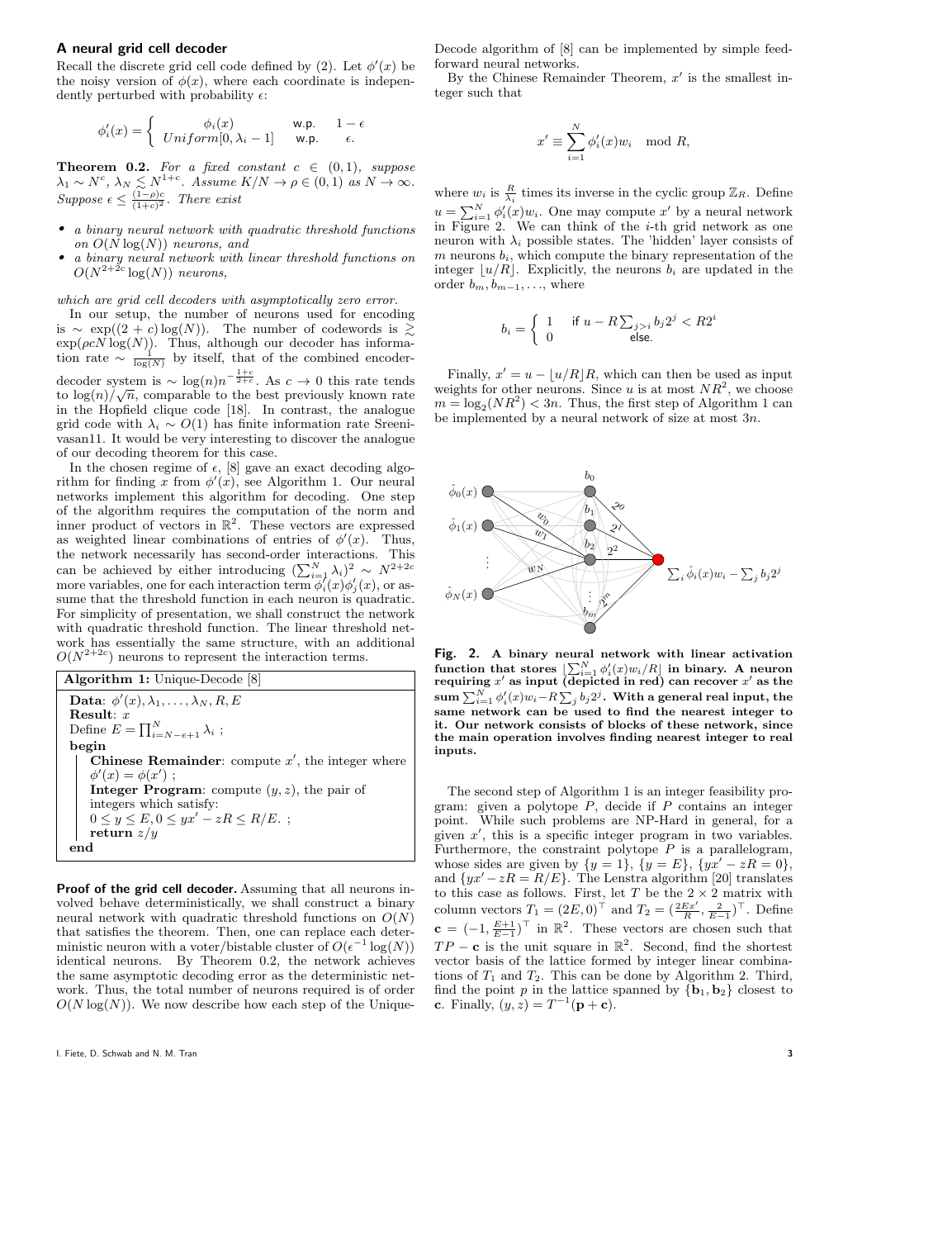## A neural grid cell decoder

Recall the discrete grid cell code defined by (2). Let $\phi'(x)$ be the noisy version of $\phi(x)$, where each coordinate is independently perturbed with probability $\epsilon$:

$$\phi'_i(x) = \begin{cases} \phi_i(x) & \text{w.p.} \quad 1-\epsilon \\ Uniform[0, \lambda_i - 1] & \text{w.p.} \quad \epsilon. \end{cases}$$

**Theorem 0.2.** *For a fixed constant $c \in (0,1)$, suppose $\lambda_1 \sim N^c$, $\lambda_N \lesssim N^{1+c}$. Assume $K/N \to \rho \in (0,1)$ as $N \to \infty$. Suppose $\epsilon \leq \frac{(1-\rho)c}{(1+c)^2}$. There exist*

- *a binary neural network with quadratic threshold functions on $O(N\log(N))$ neurons, and*
- *a binary neural network with linear threshold functions on $O(N^{2+2c}\log(N))$ neurons,*

*which are grid cell decoders with asymptotically zero error.*

In our setup, the number of neurons used for encoding is $\sim \exp((2+c)\log(N))$. The number of codewords is $\gtrsim \exp(\rho c N \log(N))$. Thus, although our decoder has information rate $\sim \frac{1}{\log(N)}$ by itself, that of the combined encoder-decoder system is $\sim \log(n)n^{-\frac{1+c}{2+c}}$. As $c \to 0$ this rate tends to $\log(n)/\sqrt{n}$, comparable to the best previously known rate in the Hopfield clique code [18]. In contrast, the analogue grid code with $\lambda_i \sim O(1)$ has finite information rate Sreenivasan11. It would be very interesting to discover the analogue of our decoding theorem for this case.

In the chosen regime of $\epsilon$, [8] gave an exact decoding algorithm for finding $x$ from $\phi'(x)$, see Algorithm 1. Our neural networks implement this algorithm for decoding. One step of the algorithm requires the computation of the norm and inner product of vectors in $\mathbb{R}^2$. These vectors are expressed as weighted linear combinations of entries of $\phi'(x)$. Thus, the network necessarily has second-order interactions. This can be achieved by either introducing $(\sum_{i=1}^N \lambda_i)^2 \sim N^{2+2c}$ more variables, one for each interaction term $\phi'_i(x)\phi'_j(x)$, or assume that the threshold function in each neuron is quadratic. For simplicity of presentation, we shall construct the network with quadratic threshold function. The linear threshold network has essentially the same structure, with an additional $O(N^{2+2c})$ neurons to represent the interaction terms.

**Algorithm 1:** Unique-Decode [8]

**Data**: $\phi'(x), \lambda_1, \ldots, \lambda_N, R, E$
**Result**: $x$
Define $E = \prod_{i=N-e+1}^N \lambda_i$ ;
**begin**
 **Chinese Remainder**: compute $x'$, the integer where $\phi'(x) = \phi(x')$ ;
 **Integer Program**: compute $(y,z)$, the pair of integers which satisfy:
 $0 \leq y \leq E, 0 \leq yx' - zR \leq R/E.$ ;
 **return** $z/y$
**end**

**Proof of the grid cell decoder.** Assuming that all neurons involved behave deterministically, we shall construct a binary neural network with quadratic threshold functions on $O(N)$ that satisfies the theorem. Then, one can replace each deterministic neuron with a voter/bistable cluster of $O(\epsilon^{-1}\log(N))$ identical neurons. By Theorem 0.2, the network achieves the same asymptotic decoding error as the deterministic network. Thus, the total number of neurons required is of order $O(N\log(N))$. We now describe how each step of the Unique-Decode algorithm of [8] can be implemented by simple feed-forward neural networks.

By the Chinese Remainder Theorem, $x'$ is the smallest integer such that

$$x' \equiv \sum_{i=1}^N \phi'_i(x)w_i \mod R,$$

where $w_i$ is $\frac{R}{\lambda_i}$ times its inverse in the cyclic group $\mathbb{Z}_R$. Define $u = \sum_{i=1}^N \phi'_i(x)w_i$. One may compute $x'$ by a neural network in Figure 2. We can think of the $i$-th grid network as one neuron with $\lambda_i$ possible states. The 'hidden' layer consists of $m$ neurons $b_i$, which compute the binary representation of the integer $\lfloor u/R \rfloor$. Explicitly, the neurons $b_i$ are updated in the order $b_m, b_{m-1}, \ldots$, where

$$b_i = \begin{cases} 1 & \text{if } u - R\sum_{j>i} b_j 2^j < R2^i \\ 0 & \text{else.} \end{cases}$$

Finally, $x' = u - \lfloor u/R \rfloor R$, which can then be used as input weights for other neurons. Since $u$ is at most $NR^2$, we choose $m = \log_2(NR^2) < 3n$. Thus, the first step of Algorithm 1 can be implemented by a neural network of size at most $3n$.

**Fig. 2. A binary neural network with linear activation function that stores $\lfloor \sum_{i=1}^N \phi'_i(x)w_i/R \rfloor$ in binary. A neuron requiring $x'$ as input (depicted in red) can recover $x'$ as the sum $\sum_{i=1}^N \phi'_i(x)w_i - R\sum_j b_j 2^j$. With a general real input, the same network can be used to find the nearest integer to it. Our network consists of blocks of these network, since the main operation involves finding nearest integer to real inputs.**

The second step of Algorithm 1 is an integer feasibility program: given a polytope $P$, decide if $P$ contains an integer point. While such problems are NP-Hard in general, for a given $x'$, this is a specific integer program in two variables. Furthermore, the constraint polytope $P$ is a parallelogram, whose sides are given by $\{y = 1\}$, $\{y = E\}$, $\{yx' - zR = 0\}$, and $\{yx' - zR = R/E\}$. The Lenstra algorithm [20] translates to this case as follows. First, let $T$ be the $2 \times 2$ matrix with column vectors $T_1 = (2E, 0)^\top$ and $T_2 = (\frac{2Ex'}{R}, \frac{2}{E-1})^\top$. Define $\mathbf{c} = (-1, \frac{E+1}{E-1})^\top$ in $\mathbb{R}^2$. These vectors are chosen such that $TP - \mathbf{c}$ is the unit square in $\mathbb{R}^2$. Second, find the shortest vector basis of the lattice formed by integer linear combinations of $T_1$ and $T_2$. This can be done by Algorithm 2. Third, find the point $p$ in the lattice spanned by $\{\mathbf{b}_1, \mathbf{b}_2\}$ closest to $\mathbf{c}$. Finally, $(y,z) = T^{-1}(\mathbf{p} + \mathbf{c})$.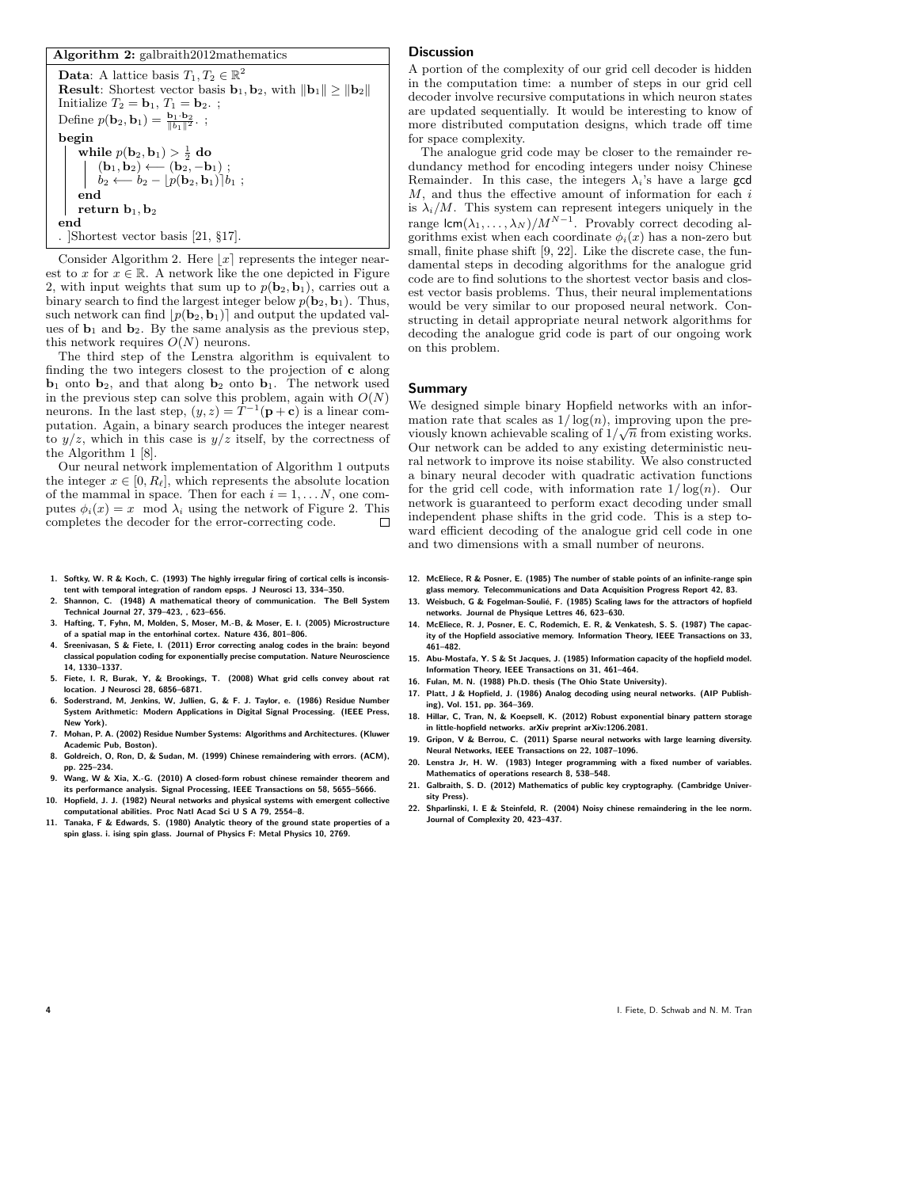**Algorithm 2:** galbraith2012mathematics

**Data**: A lattice basis $T_1, T_2 \in \mathbb{R}^2$
**Result**: Shortest vector basis $\mathbf{b}_1, \mathbf{b}_2$, with $\|\mathbf{b}_1\| \geq \|\mathbf{b}_2\|$
Initialize $T_2 = \mathbf{b}_1$, $T_1 = \mathbf{b}_2$. ;
Define $p(\mathbf{b}_2, \mathbf{b}_1) = \frac{\mathbf{b}_1 \cdot \mathbf{b}_2}{\|b_1\|^2}$. ;
**begin**
  **while** $p(\mathbf{b}_2, \mathbf{b}_1) > \frac{1}{2}$ **do**
    $(\mathbf{b}_1, \mathbf{b}_2) \longleftarrow (\mathbf{b}_2, -\mathbf{b}_1)$ ;
    $b_2 \longleftarrow b_2 - \lfloor p(\mathbf{b}_2, \mathbf{b}_1) \rceil b_1$ ;
  **end**
  **return** $\mathbf{b}_1, \mathbf{b}_2$
**end**
. ]Shortest vector basis [21, §17].

Consider Algorithm 2. Here $\lfloor x \rceil$ represents the integer nearest to $x$ for $x \in \mathbb{R}$. A network like the one depicted in Figure 2, with input weights that sum up to $p(\mathbf{b}_2, \mathbf{b}_1)$, carries out a binary search to find the largest integer below $p(\mathbf{b}_2, \mathbf{b}_1)$. Thus, such network can find $\lfloor p(\mathbf{b}_2, \mathbf{b}_1) \rceil$ and output the updated values of $\mathbf{b}_1$ and $\mathbf{b}_2$. By the same analysis as the previous step, this network requires $O(N)$ neurons.

The third step of the Lenstra algorithm is equivalent to finding the two integers closest to the projection of $\mathbf{c}$ along $\mathbf{b}_1$ onto $\mathbf{b}_2$, and that along $\mathbf{b}_2$ onto $\mathbf{b}_1$. The network used in the previous step can solve this problem, again with $O(N)$ neurons. In the last step, $(y, z) = T^{-1}(\mathbf{p} + \mathbf{c})$ is a linear computation. Again, a binary search produces the integer nearest to $y/z$, which in this case is $y/z$ itself, by the correctness of the Algorithm 1 [8].

Our neural network implementation of Algorithm 1 outputs the integer $x \in [0, R_\ell]$, which represents the absolute location of the mammal in space. Then for each $i = 1, \ldots N$, one computes $\phi_i(x) = x \mod \lambda_i$ using the network of Figure 2. This completes the decoder for the error-correcting code. □

## Discussion

A portion of the complexity of our grid cell decoder is hidden in the computation time: a number of steps in our grid cell decoder involve recursive computations in which neuron states are updated sequentially. It would be interesting to know of more distributed computation designs, which trade off time for space complexity.

The analogue grid code may be closer to the remainder redundancy method for encoding integers under noisy Chinese Remainder. In this case, the integers $\lambda_i$'s have a large gcd $M$, and thus the effective amount of information for each $i$ is $\lambda_i/M$. This system can represent integers uniquely in the range $\mathsf{lcm}(\lambda_1, \ldots, \lambda_N)/M^{N-1}$. Provably correct decoding algorithms exist when each coordinate $\phi_i(x)$ has a non-zero but small, finite phase shift [9, 22]. Like the discrete case, the fundamental steps in decoding algorithms for the analogue grid code are to find solutions to the shortest vector basis and closest vector basis problems. Thus, their neural implementations would be very similar to our proposed neural network. Constructing in detail appropriate neural network algorithms for decoding the analogue grid code is part of our ongoing work on this problem.

## Summary

We designed simple binary Hopfield networks with an information rate that scales as $1/\log(n)$, improving upon the previously known achievable scaling of $1/\sqrt{n}$ from existing works. Our network can be added to any existing deterministic neural network to improve its noise stability. We also constructed a binary neural decoder with quadratic activation functions for the grid cell code, with information rate $1/\log(n)$. Our network is guaranteed to perform exact decoding under small independent phase shifts in the grid code. This is a step toward efficient decoding of the analogue grid cell code in one and two dimensions with a small number of neurons.

1. Softky, W. R & Koch, C. (1993) The highly irregular firing of cortical cells is inconsistent with temporal integration of random epsps. J Neurosci 13, 334–350.
2. Shannon, C. (1948) A mathematical theory of communication. The Bell System Technical Journal 27, 379–423, , 623–656.
3. Hafting, T, Fyhn, M, Molden, S, Moser, M.-B, & Moser, E. I. (2005) Microstructure of a spatial map in the entorhinal cortex. Nature 436, 801–806.
4. Sreenivasan, S & Fiete, I. (2011) Error correcting analog codes in the brain: beyond classical population coding for exponentially precise computation. Nature Neuroscience 14, 1330–1337.
5. Fiete, I. R, Burak, Y, & Brookings, T. (2008) What grid cells convey about rat location. J Neurosci 28, 6856–6871.
6. Soderstrand, M, Jenkins, W, Jullien, G, & F. J. Taylor, e. (1986) Residue Number System Arithmetic: Modern Applications in Digital Signal Processing. (IEEE Press, New York).
7. Mohan, P. A. (2002) Residue Number Systems: Algorithms and Architectures. (Kluwer Academic Pub, Boston).
8. Goldreich, O, Ron, D, & Sudan, M. (1999) Chinese remaindering with errors. (ACM), pp. 225–234.
9. Wang, W & Xia, X.-G. (2010) A closed-form robust chinese remainder theorem and its performance analysis. Signal Processing, IEEE Transactions on 58, 5655–5666.
10. Hopfield, J. J. (1982) Neural networks and physical systems with emergent collective computational abilities. Proc Natl Acad Sci U S A 79, 2554–8.
11. Tanaka, F & Edwards, S. (1980) Analytic theory of the ground state properties of a spin glass. i. ising spin glass. Journal of Physics F: Metal Physics 10, 2769.
12. McEliece, R & Posner, E. (1985) The number of stable points of an infinite-range spin glass memory. Telecommunications and Data Acquisition Progress Report 42, 83.
13. Weisbuch, G & Fogelman-Soulié, F. (1985) Scaling laws for the attractors of hopfield networks. Journal de Physique Lettres 46, 623–630.
14. McEliece, R. J, Posner, E. C, Rodemich, E. R, & Venkatesh, S. S. (1987) The capacity of the Hopfield associative memory. Information Theory, IEEE Transactions on 33, 461–482.
15. Abu-Mostafa, Y. S & St Jacques, J. (1985) Information capacity of the hopfield model. Information Theory, IEEE Transactions on 31, 461–464.
16. Fulan, M. N. (1988) Ph.D. thesis (The Ohio State University).
17. Platt, J & Hopfield, J. (1986) Analog decoding using neural networks. (AIP Publishing), Vol. 151, pp. 364–369.
18. Hillar, C, Tran, N, & Koepsell, K. (2012) Robust exponential binary pattern storage in little-hopfield networks. arXiv preprint arXiv:1206.2081.
19. Gripon, V & Berrou, C. (2011) Sparse neural networks with large learning diversity. Neural Networks, IEEE Transactions on 22, 1087–1096.
20. Lenstra Jr, H. W. (1983) Integer programming with a fixed number of variables. Mathematics of operations research 8, 538–548.
21. Galbraith, S. D. (2012) Mathematics of public key cryptography. (Cambridge University Press).
22. Shparlinski, I. E & Steinfeld, R. (2004) Noisy chinese remaindering in the lee norm. Journal of Complexity 20, 423–437.